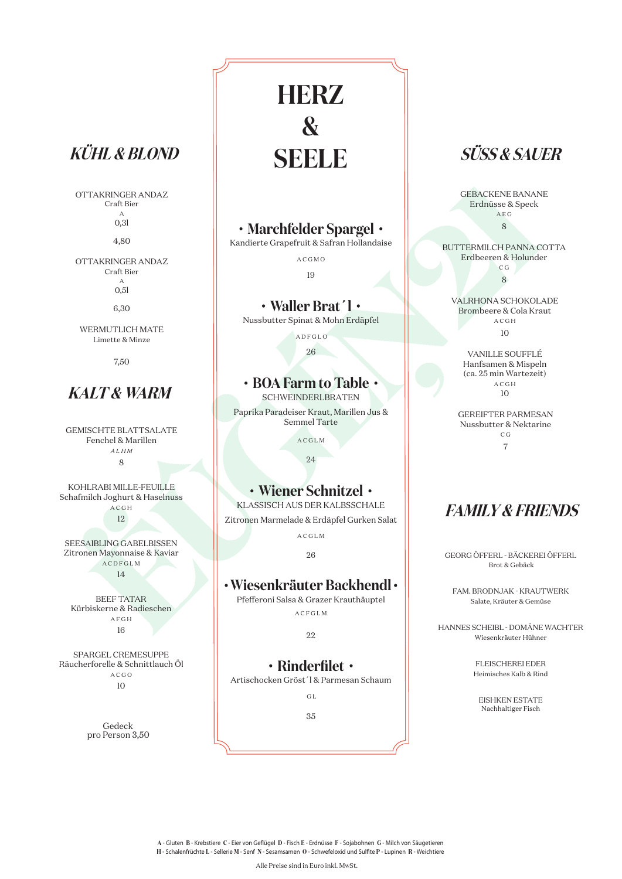## KÜHL & BLOND

OTTAKRINGER ANDAZ
Craft Bier
A
0,3l

4,80

OTTAKRINGER ANDAZ
Craft Bier
A
0,5l

6,30

WERMUTLICH MATE
Limette & Minze

7,50

## KALT & WARM

GEMISCHTE BLATTSALATE
Fenchel & Marillen
*ALHM*
8

KOHLRABI MILLE-FEUILLE
Schafmilch Joghurt & Haselnuss
ACGH
12

SEESAIBLING GABELBISSEN
Zitronen Mayonnaise & Kaviar
ACDFGLM
14

BEEF TATAR
Kürbiskerne & Radieschen
AFGH
16

SPARGEL CREMESUPPE
Räucherforelle & Schnittlauch Öl
ACGO
10

Gedeck
pro Person 3,50

# HERZ & SEELE

### • Marchfelder Spargel •

Kandierte Grapefruit & Safran Hollandaise

ACGMO

19

### • Waller Brat´l •

Nussbutter Spinat & Mohn Erdäpfel

ADFGLO

26

### • BOA Farm to Table •

SCHWEINDERLBRATEN

Paprika Paradeiser Kraut, Marillen Jus & Semmel Tarte

ACGLM

24

### • Wiener Schnitzel •

KLASSISCH AUS DER KALBSSCHALE

Zitronen Marmelade & Erdäpfel Gurken Salat

ACGLM

26

### • Wiesenkräuter Backhendl •

Pfefferoni Salsa & Grazer Krauthäuptel

ACFGLM

22

### • Rinderfilet •

Artischocken Gröst´l & Parmesan Schaum

GL

35

## SÜSS & SAUER

GEBACKENE BANANE
Erdnüsse & Speck
AEG
8

BUTTERMILCH PANNA COTTA
Erdbeeren & Holunder
CG
8

VALRHONA SCHOKOLADE
Brombeere & Cola Kraut
ACGH
10

VANILLE SOUFFLÉ
Hanfsamen & Mispeln
(ca. 25 min Wartezeit)
ACGH
10

GEREIFTER PARMESAN
Nussbutter & Nektarine
CG
7

## FAMILY & FRIENDS

GEORG ÖFFERL - BÄCKEREI ÖFFERL
Brot & Gebäck

FAM. BRODNJAK - KRAUTWERK
Salate, Kräuter & Gemüse

HANNES SCHEIBL - DOMÄNE WACHTER
Wiesenkräuter Hühner

FLEISCHEREI EDER
Heimisches Kalb & Rind

EISHKEN ESTATE
Nachhaltiger Fisch

**A** - Gluten **B** - Krebstiere **C** - Eier von Geflügel **D** - Fisch **E** - Erdnüsse **F** - Sojabohnen **G** - Milch von Säugetieren
**H** - Schalenfrüchte **L** - Sellerie **M** - Senf **N** - Sesamsamen **O** - Schwefeloxid und Sulfite **P** - Lupinen **R** - Weichtiere

Alle Preise sind in Euro inkl. MwSt.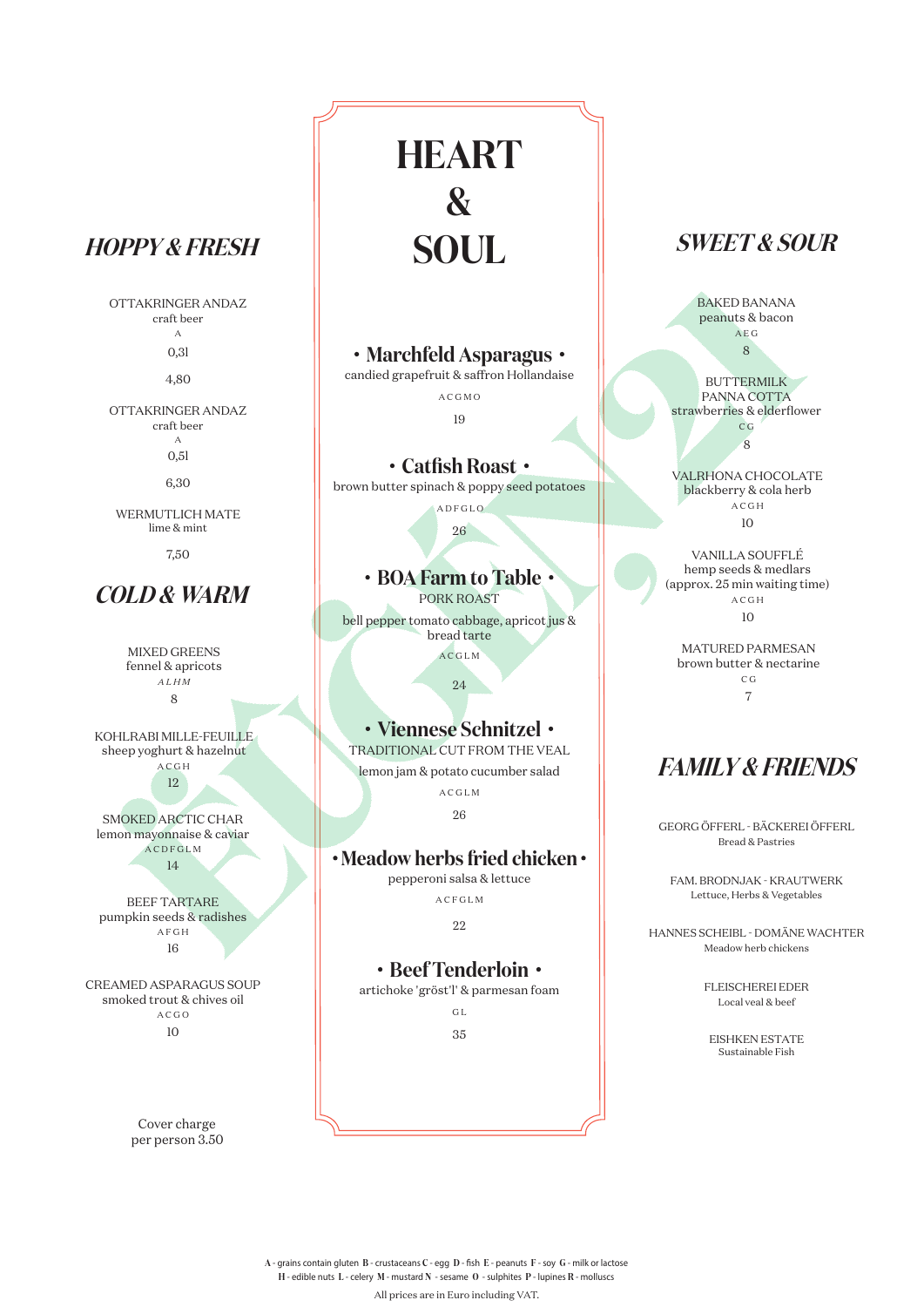## *HOPPY & FRESH*

OTTAKRINGER ANDAZ
craft beer
A
0,3l
4,80

OTTAKRINGER ANDAZ
craft beer
A
0,5l
6,30

WERMUTLICH MATE
lime & mint
7,50

## *COLD & WARM*

MIXED GREENS
fennel & apricots
*ALHM*
8

KOHLRABI MILLE-FEUILLE
sheep yoghurt & hazelnut
ACGH
12

SMOKED ARCTIC CHAR
lemon mayonnaise & caviar
ACDFGLM
14

BEEF TARTARE
pumpkin seeds & radishes
AFGH
16

CREAMED ASPARAGUS SOUP
smoked trout & chives oil
ACGO
10

Cover charge
per person 3.50

# HEART & SOUL

### • Marchfeld Asparagus •
candied grapefruit & saffron Hollandaise
ACGMO
19

### • Catfish Roast •
brown butter spinach & poppy seed potatoes
ADFGLO
26

### • BOA Farm to Table •
PORK ROAST
bell pepper tomato cabbage, apricot jus & bread tarte
ACGLM
24

### • Viennese Schnitzel •
TRADITIONAL CUT FROM THE VEAL
lemon jam & potato cucumber salad
ACGLM
26

### • Meadow herbs fried chicken •
pepperoni salsa & lettuce
ACFGLM
22

### • Beef Tenderloin •
artichoke 'gröst'l' & parmesan foam
GL
35

## *SWEET & SOUR*

BAKED BANANA
peanuts & bacon
AEG
8

BUTTERMILK
PANNA COTTA
strawberries & elderflower
CG
8

VALRHONA CHOCOLATE
blackberry & cola herb
ACGH
10

VANILLA SOUFFLÉ
hemp seeds & medlars
(approx. 25 min waiting time)
ACGH
10

MATURED PARMESAN
brown butter & nectarine
CG
7

## *FAMILY & FRIENDS*

GEORG ÖFFERL - BÄCKEREI ÖFFERL
Bread & Pastries

FAM. BRODNJAK - KRAUTWERK
Lettuce, Herbs & Vegetables

HANNES SCHEIBL - DOMÄNE WACHTER
Meadow herb chickens

FLEISCHEREI EDER
Local veal & beef

EISHKEN ESTATE
Sustainable Fish

**A** - grains contain gluten **B** - crustaceans **C** - egg **D** - fish **E** - peanuts **F** - soy **G** - milk or lactose
**H** - edible nuts **L** - celery **M** - mustard **N** - sesame **O** - sulphites **P** - lupines **R** - molluscs

All prices are in Euro including VAT.